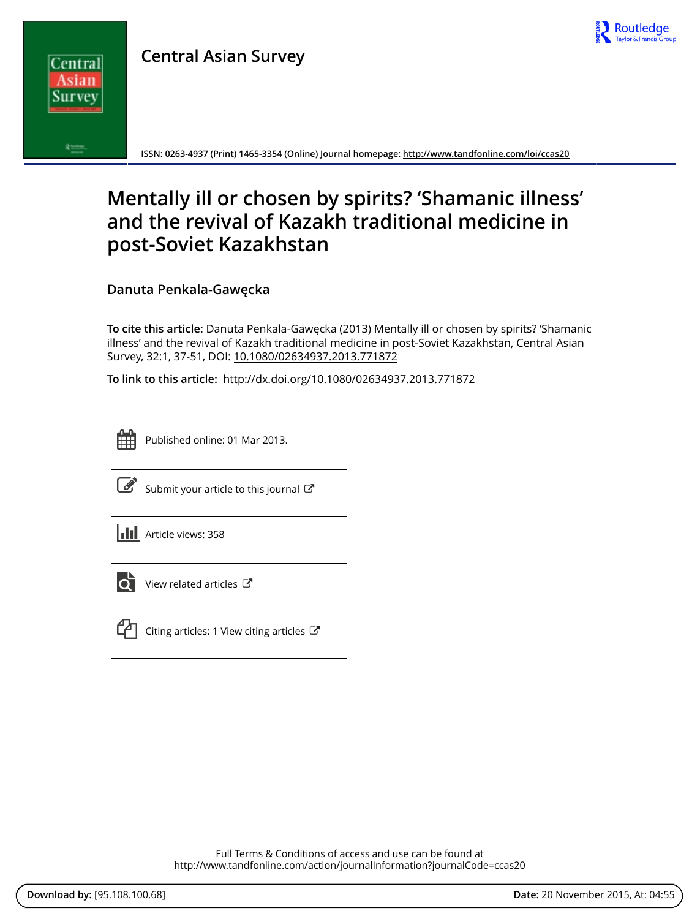Central Asian Survey

ISSN: 0263-4937 (Print) 1465-3354 (Online) Journal homepage: http://www.tandfonline.com/loi/ccas20

# Mentally ill or chosen by spirits? 'Shamanic illness' and the revival of Kazakh traditional medicine in post-Soviet Kazakhstan

Danuta Penkala-Gawęcka

**To cite this article:** Danuta Penkala-Gawęcka (2013) Mentally ill or chosen by spirits? 'Shamanic illness' and the revival of Kazakh traditional medicine in post-Soviet Kazakhstan, Central Asian Survey, 32:1, 37-51, DOI: 10.1080/02634937.2013.771872

**To link to this article:** http://dx.doi.org/10.1080/02634937.2013.771872

Published online: 01 Mar 2013.

Submit your article to this journal

Article views: 358

View related articles

Citing articles: 1 View citing articles

Full Terms & Conditions of access and use can be found at
http://www.tandfonline.com/action/journalInformation?journalCode=ccas20

**Download by:** [95.108.100.68] **Date:** 20 November 2015, At: 04:55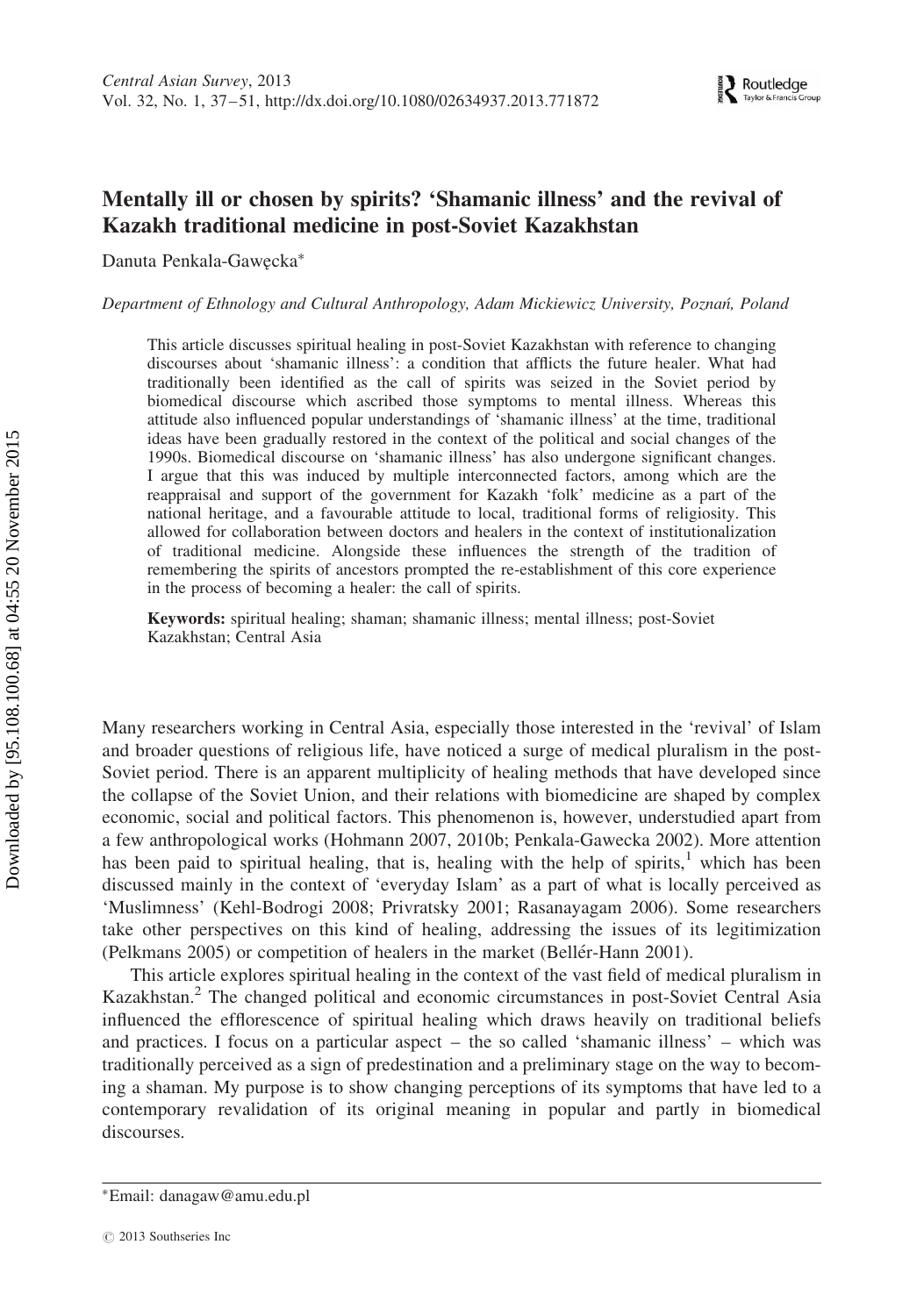# Mentally ill or chosen by spirits? 'Shamanic illness' and the revival of Kazakh traditional medicine in post-Soviet Kazakhstan

Danuta Penkala-Gawęcka*

*Department of Ethnology and Cultural Anthropology, Adam Mickiewicz University, Poznań, Poland*

This article discusses spiritual healing in post-Soviet Kazakhstan with reference to changing discourses about 'shamanic illness': a condition that afflicts the future healer. What had traditionally been identified as the call of spirits was seized in the Soviet period by biomedical discourse which ascribed those symptoms to mental illness. Whereas this attitude also influenced popular understandings of 'shamanic illness' at the time, traditional ideas have been gradually restored in the context of the political and social changes of the 1990s. Biomedical discourse on 'shamanic illness' has also undergone significant changes. I argue that this was induced by multiple interconnected factors, among which are the reappraisal and support of the government for Kazakh 'folk' medicine as a part of the national heritage, and a favourable attitude to local, traditional forms of religiosity. This allowed for collaboration between doctors and healers in the context of institutionalization of traditional medicine. Alongside these influences the strength of the tradition of remembering the spirits of ancestors prompted the re-establishment of this core experience in the process of becoming a healer: the call of spirits.

**Keywords:** spiritual healing; shaman; shamanic illness; mental illness; post-Soviet Kazakhstan; Central Asia

Many researchers working in Central Asia, especially those interested in the 'revival' of Islam and broader questions of religious life, have noticed a surge of medical pluralism in the post-Soviet period. There is an apparent multiplicity of healing methods that have developed since the collapse of the Soviet Union, and their relations with biomedicine are shaped by complex economic, social and political factors. This phenomenon is, however, understudied apart from a few anthropological works (Hohmann 2007, 2010b; Penkala-Gawecka 2002). More attention has been paid to spiritual healing, that is, healing with the help of spirits,[1] which has been discussed mainly in the context of 'everyday Islam' as a part of what is locally perceived as 'Muslimness' (Kehl-Bodrogi 2008; Privratsky 2001; Rasanayagam 2006). Some researchers take other perspectives on this kind of healing, addressing the issues of its legitimization (Pelkmans 2005) or competition of healers in the market (Bellér-Hann 2001).

This article explores spiritual healing in the context of the vast field of medical pluralism in Kazakhstan.[2] The changed political and economic circumstances in post-Soviet Central Asia influenced the efflorescence of spiritual healing which draws heavily on traditional beliefs and practices. I focus on a particular aspect – the so called 'shamanic illness' – which was traditionally perceived as a sign of predestination and a preliminary stage on the way to becoming a shaman. My purpose is to show changing perceptions of its symptoms that have led to a contemporary revalidation of its original meaning in popular and partly in biomedical discourses.

*Email: danagaw@amu.edu.pl

© 2013 Southseries Inc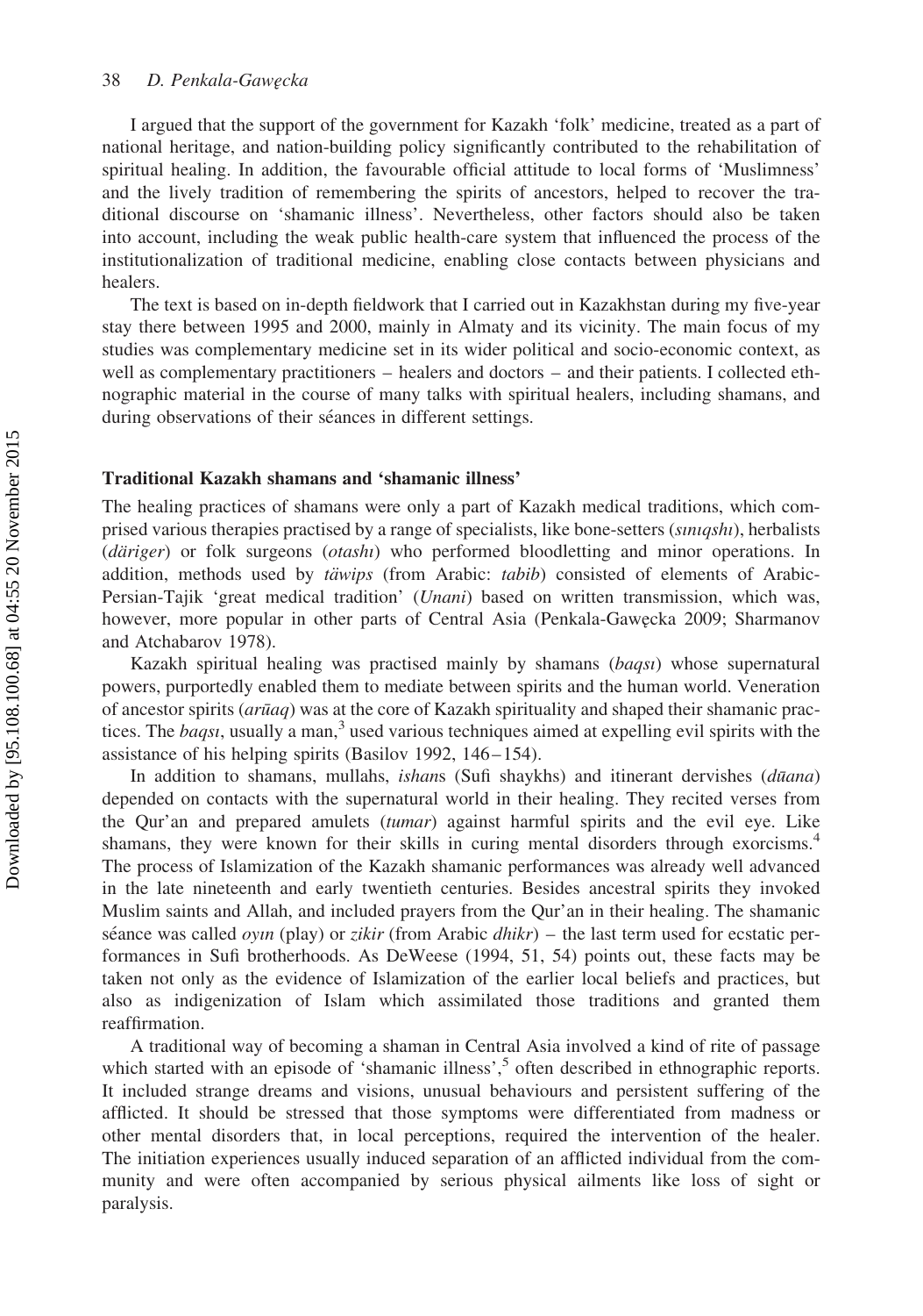I argued that the support of the government for Kazakh 'folk' medicine, treated as a part of national heritage, and nation-building policy significantly contributed to the rehabilitation of spiritual healing. In addition, the favourable official attitude to local forms of 'Muslimness' and the lively tradition of remembering the spirits of ancestors, helped to recover the traditional discourse on 'shamanic illness'. Nevertheless, other factors should also be taken into account, including the weak public health-care system that influenced the process of the institutionalization of traditional medicine, enabling close contacts between physicians and healers.

The text is based on in-depth fieldwork that I carried out in Kazakhstan during my five-year stay there between 1995 and 2000, mainly in Almaty and its vicinity. The main focus of my studies was complementary medicine set in its wider political and socio-economic context, as well as complementary practitioners – healers and doctors – and their patients. I collected ethnographic material in the course of many talks with spiritual healers, including shamans, and during observations of their séances in different settings.

## Traditional Kazakh shamans and 'shamanic illness'

The healing practices of shamans were only a part of Kazakh medical traditions, which comprised various therapies practised by a range of specialists, like bone-setters (*sınıqshı*), herbalists (*däriger*) or folk surgeons (*otashı*) who performed bloodletting and minor operations. In addition, methods used by *täwips* (from Arabic: *tabib*) consisted of elements of Arabic-Persian-Tajik 'great medical tradition' (*Unani*) based on written transmission, which was, however, more popular in other parts of Central Asia (Penkala-Gawęcka 2009; Sharmanov and Atchabarov 1978).

Kazakh spiritual healing was practised mainly by shamans (*baqsı*) whose supernatural powers, purportedly enabled them to mediate between spirits and the human world. Veneration of ancestor spirits (*arūaq*) was at the core of Kazakh spirituality and shaped their shamanic practices. The *baqsı*, usually a man,[3] used various techniques aimed at expelling evil spirits with the assistance of his helping spirits (Basilov 1992, 146–154).

In addition to shamans, mullahs, *ishan*s (Sufi shaykhs) and itinerant dervishes (*dūana*) depended on contacts with the supernatural world in their healing. They recited verses from the Qur'an and prepared amulets (*tumar*) against harmful spirits and the evil eye. Like shamans, they were known for their skills in curing mental disorders through exorcisms.[4] The process of Islamization of the Kazakh shamanic performances was already well advanced in the late nineteenth and early twentieth centuries. Besides ancestral spirits they invoked Muslim saints and Allah, and included prayers from the Qur'an in their healing. The shamanic séance was called *oyın* (play) or *zikir* (from Arabic *dhikr*) – the last term used for ecstatic performances in Sufi brotherhoods. As DeWeese (1994, 51, 54) points out, these facts may be taken not only as the evidence of Islamization of the earlier local beliefs and practices, but also as indigenization of Islam which assimilated those traditions and granted them reaffirmation.

A traditional way of becoming a shaman in Central Asia involved a kind of rite of passage which started with an episode of 'shamanic illness',[5] often described in ethnographic reports. It included strange dreams and visions, unusual behaviours and persistent suffering of the afflicted. It should be stressed that those symptoms were differentiated from madness or other mental disorders that, in local perceptions, required the intervention of the healer. The initiation experiences usually induced separation of an afflicted individual from the community and were often accompanied by serious physical ailments like loss of sight or paralysis.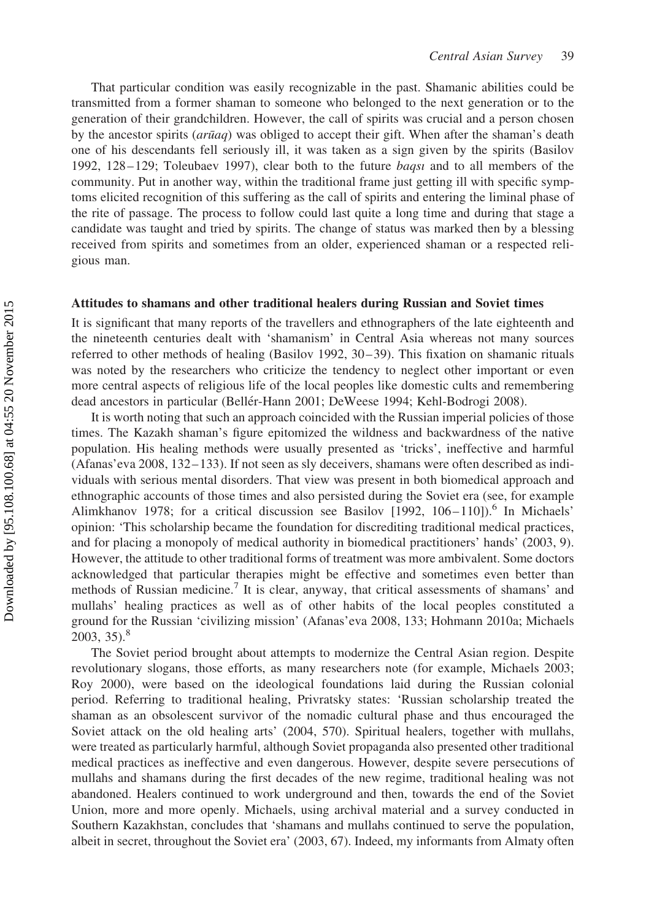That particular condition was easily recognizable in the past. Shamanic abilities could be transmitted from a former shaman to someone who belonged to the next generation or to the generation of their grandchildren. However, the call of spirits was crucial and a person chosen by the ancestor spirits (*arūaq*) was obliged to accept their gift. When after the shaman's death one of his descendants fell seriously ill, it was taken as a sign given by the spirits (Basilov 1992, 128–129; Toleubaev 1997), clear both to the future *baqsı* and to all members of the community. Put in another way, within the traditional frame just getting ill with specific symptoms elicited recognition of this suffering as the call of spirits and entering the liminal phase of the rite of passage. The process to follow could last quite a long time and during that stage a candidate was taught and tried by spirits. The change of status was marked then by a blessing received from spirits and sometimes from an older, experienced shaman or a respected religious man.

## Attitudes to shamans and other traditional healers during Russian and Soviet times

It is significant that many reports of the travellers and ethnographers of the late eighteenth and the nineteenth centuries dealt with 'shamanism' in Central Asia whereas not many sources referred to other methods of healing (Basilov 1992, 30–39). This fixation on shamanic rituals was noted by the researchers who criticize the tendency to neglect other important or even more central aspects of religious life of the local peoples like domestic cults and remembering dead ancestors in particular (Bellér-Hann 2001; DeWeese 1994; Kehl-Bodrogi 2008).

It is worth noting that such an approach coincided with the Russian imperial policies of those times. The Kazakh shaman's figure epitomized the wildness and backwardness of the native population. His healing methods were usually presented as 'tricks', ineffective and harmful (Afanas'eva 2008, 132–133). If not seen as sly deceivers, shamans were often described as individuals with serious mental disorders. That view was present in both biomedical approach and ethnographic accounts of those times and also persisted during the Soviet era (see, for example Alimkhanov 1978; for a critical discussion see Basilov [1992, 106–110]).[6] In Michaels' opinion: 'This scholarship became the foundation for discrediting traditional medical practices, and for placing a monopoly of medical authority in biomedical practitioners' hands' (2003, 9). However, the attitude to other traditional forms of treatment was more ambivalent. Some doctors acknowledged that particular therapies might be effective and sometimes even better than methods of Russian medicine.[7] It is clear, anyway, that critical assessments of shamans' and mullahs' healing practices as well as of other habits of the local peoples constituted a ground for the Russian 'civilizing mission' (Afanas'eva 2008, 133; Hohmann 2010a; Michaels 2003, 35).[8]

The Soviet period brought about attempts to modernize the Central Asian region. Despite revolutionary slogans, those efforts, as many researchers note (for example, Michaels 2003; Roy 2000), were based on the ideological foundations laid during the Russian colonial period. Referring to traditional healing, Privratsky states: 'Russian scholarship treated the shaman as an obsolescent survivor of the nomadic cultural phase and thus encouraged the Soviet attack on the old healing arts' (2004, 570). Spiritual healers, together with mullahs, were treated as particularly harmful, although Soviet propaganda also presented other traditional medical practices as ineffective and even dangerous. However, despite severe persecutions of mullahs and shamans during the first decades of the new regime, traditional healing was not abandoned. Healers continued to work underground and then, towards the end of the Soviet Union, more and more openly. Michaels, using archival material and a survey conducted in Southern Kazakhstan, concludes that 'shamans and mullahs continued to serve the population, albeit in secret, throughout the Soviet era' (2003, 67). Indeed, my informants from Almaty often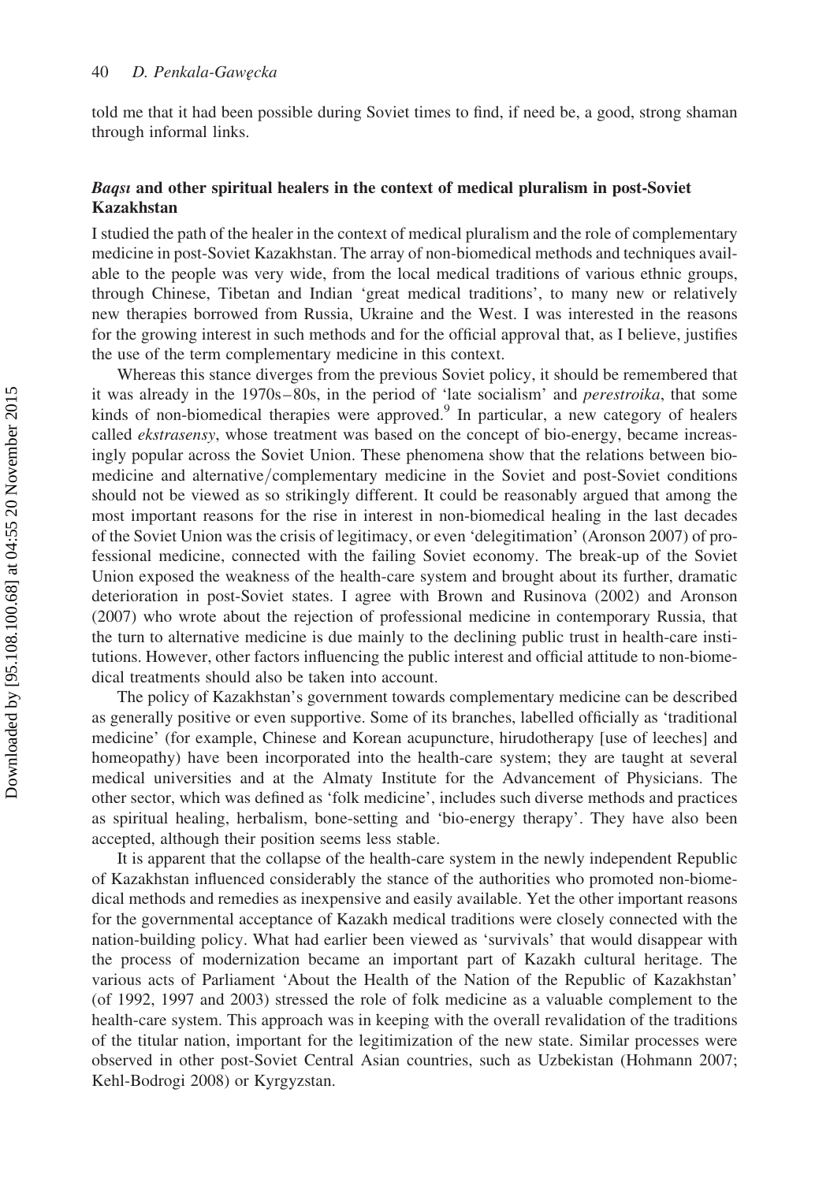told me that it had been possible during Soviet times to find, if need be, a good, strong shaman through informal links.

## *Baqsı* and other spiritual healers in the context of medical pluralism in post-Soviet Kazakhstan

I studied the path of the healer in the context of medical pluralism and the role of complementary medicine in post-Soviet Kazakhstan. The array of non-biomedical methods and techniques available to the people was very wide, from the local medical traditions of various ethnic groups, through Chinese, Tibetan and Indian 'great medical traditions', to many new or relatively new therapies borrowed from Russia, Ukraine and the West. I was interested in the reasons for the growing interest in such methods and for the official approval that, as I believe, justifies the use of the term complementary medicine in this context.

Whereas this stance diverges from the previous Soviet policy, it should be remembered that it was already in the 1970s–80s, in the period of 'late socialism' and *perestroika*, that some kinds of non-biomedical therapies were approved.[9] In particular, a new category of healers called *ekstrasensy*, whose treatment was based on the concept of bio-energy, became increasingly popular across the Soviet Union. These phenomena show that the relations between biomedicine and alternative/complementary medicine in the Soviet and post-Soviet conditions should not be viewed as so strikingly different. It could be reasonably argued that among the most important reasons for the rise in interest in non-biomedical healing in the last decades of the Soviet Union was the crisis of legitimacy, or even 'delegitimation' (Aronson 2007) of professional medicine, connected with the failing Soviet economy. The break-up of the Soviet Union exposed the weakness of the health-care system and brought about its further, dramatic deterioration in post-Soviet states. I agree with Brown and Rusinova (2002) and Aronson (2007) who wrote about the rejection of professional medicine in contemporary Russia, that the turn to alternative medicine is due mainly to the declining public trust in health-care institutions. However, other factors influencing the public interest and official attitude to non-biomedical treatments should also be taken into account.

The policy of Kazakhstan's government towards complementary medicine can be described as generally positive or even supportive. Some of its branches, labelled officially as 'traditional medicine' (for example, Chinese and Korean acupuncture, hirudotherapy [use of leeches] and homeopathy) have been incorporated into the health-care system; they are taught at several medical universities and at the Almaty Institute for the Advancement of Physicians. The other sector, which was defined as 'folk medicine', includes such diverse methods and practices as spiritual healing, herbalism, bone-setting and 'bio-energy therapy'. They have also been accepted, although their position seems less stable.

It is apparent that the collapse of the health-care system in the newly independent Republic of Kazakhstan influenced considerably the stance of the authorities who promoted non-biomedical methods and remedies as inexpensive and easily available. Yet the other important reasons for the governmental acceptance of Kazakh medical traditions were closely connected with the nation-building policy. What had earlier been viewed as 'survivals' that would disappear with the process of modernization became an important part of Kazakh cultural heritage. The various acts of Parliament 'About the Health of the Nation of the Republic of Kazakhstan' (of 1992, 1997 and 2003) stressed the role of folk medicine as a valuable complement to the health-care system. This approach was in keeping with the overall revalidation of the traditions of the titular nation, important for the legitimization of the new state. Similar processes were observed in other post-Soviet Central Asian countries, such as Uzbekistan (Hohmann 2007; Kehl-Bodrogi 2008) or Kyrgyzstan.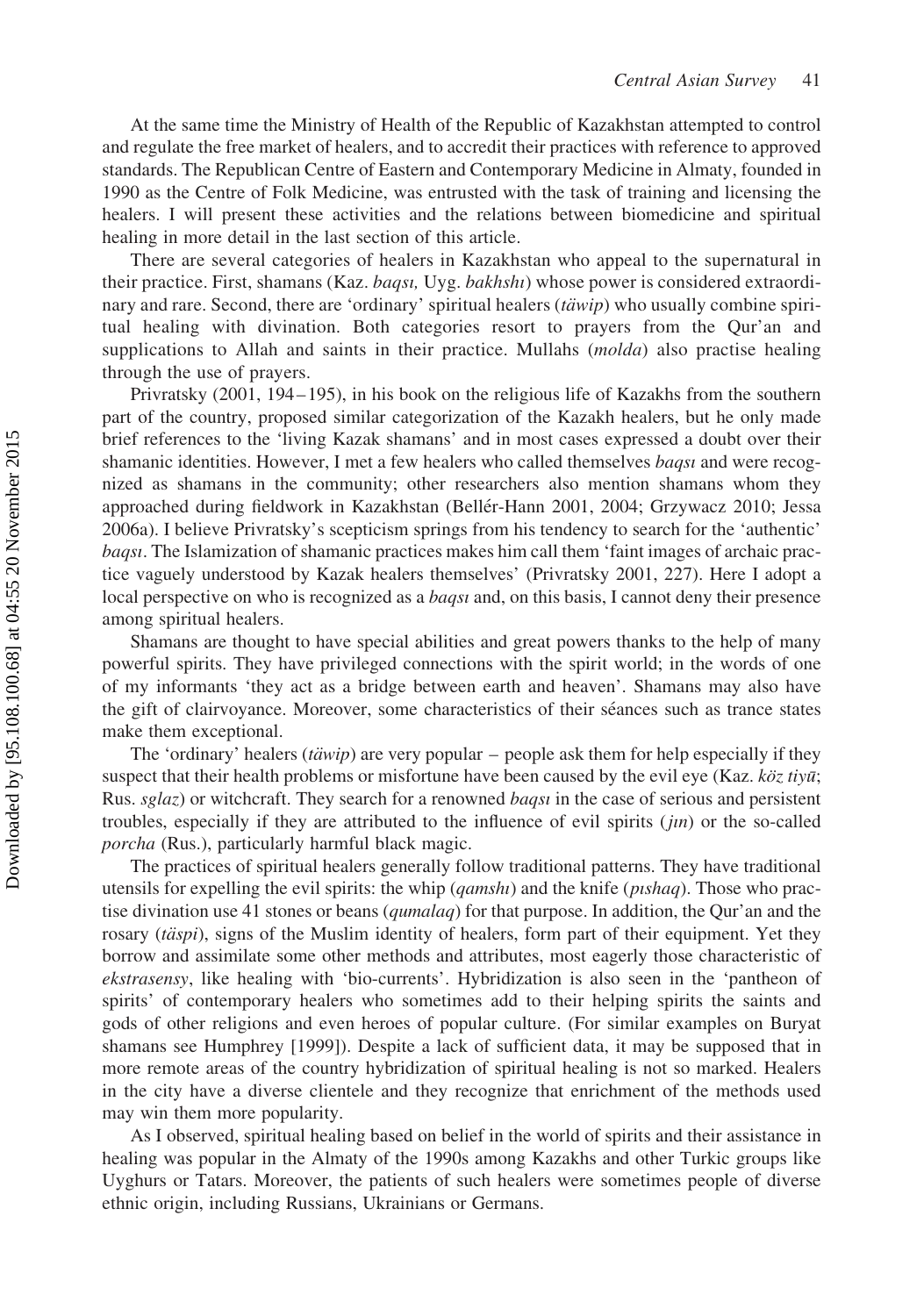At the same time the Ministry of Health of the Republic of Kazakhstan attempted to control and regulate the free market of healers, and to accredit their practices with reference to approved standards. The Republican Centre of Eastern and Contemporary Medicine in Almaty, founded in 1990 as the Centre of Folk Medicine, was entrusted with the task of training and licensing the healers. I will present these activities and the relations between biomedicine and spiritual healing in more detail in the last section of this article.

There are several categories of healers in Kazakhstan who appeal to the supernatural in their practice. First, shamans (Kaz. *baqsı,* Uyg. *bakhshı*) whose power is considered extraordinary and rare. Second, there are 'ordinary' spiritual healers (*täwip*) who usually combine spiritual healing with divination. Both categories resort to prayers from the Qur'an and supplications to Allah and saints in their practice. Mullahs (*molda*) also practise healing through the use of prayers.

Privratsky (2001, 194–195), in his book on the religious life of Kazakhs from the southern part of the country, proposed similar categorization of the Kazakh healers, but he only made brief references to the 'living Kazak shamans' and in most cases expressed a doubt over their shamanic identities. However, I met a few healers who called themselves *baqsı* and were recognized as shamans in the community; other researchers also mention shamans whom they approached during fieldwork in Kazakhstan (Bellér-Hann 2001, 2004; Grzywacz 2010; Jessa 2006a). I believe Privratsky's scepticism springs from his tendency to search for the 'authentic' *baqsı*. The Islamization of shamanic practices makes him call them 'faint images of archaic practice vaguely understood by Kazak healers themselves' (Privratsky 2001, 227). Here I adopt a local perspective on who is recognized as a *baqsı* and, on this basis, I cannot deny their presence among spiritual healers.

Shamans are thought to have special abilities and great powers thanks to the help of many powerful spirits. They have privileged connections with the spirit world; in the words of one of my informants 'they act as a bridge between earth and heaven'. Shamans may also have the gift of clairvoyance. Moreover, some characteristics of their séances such as trance states make them exceptional.

The 'ordinary' healers (*täwip*) are very popular – people ask them for help especially if they suspect that their health problems or misfortune have been caused by the evil eye (Kaz. *köz tiyū*; Rus. *sglaz*) or witchcraft. They search for a renowned *baqsı* in the case of serious and persistent troubles, especially if they are attributed to the influence of evil spirits (*jın*) or the so-called *porcha* (Rus.), particularly harmful black magic.

The practices of spiritual healers generally follow traditional patterns. They have traditional utensils for expelling the evil spirits: the whip (*qamshı*) and the knife (*pıshaq*). Those who practise divination use 41 stones or beans (*qumalaq*) for that purpose. In addition, the Qur'an and the rosary (*täspi*), signs of the Muslim identity of healers, form part of their equipment. Yet they borrow and assimilate some other methods and attributes, most eagerly those characteristic of *ekstrasensy*, like healing with 'bio-currents'. Hybridization is also seen in the 'pantheon of spirits' of contemporary healers who sometimes add to their helping spirits the saints and gods of other religions and even heroes of popular culture. (For similar examples on Buryat shamans see Humphrey [1999]). Despite a lack of sufficient data, it may be supposed that in more remote areas of the country hybridization of spiritual healing is not so marked. Healers in the city have a diverse clientele and they recognize that enrichment of the methods used may win them more popularity.

As I observed, spiritual healing based on belief in the world of spirits and their assistance in healing was popular in the Almaty of the 1990s among Kazakhs and other Turkic groups like Uyghurs or Tatars. Moreover, the patients of such healers were sometimes people of diverse ethnic origin, including Russians, Ukrainians or Germans.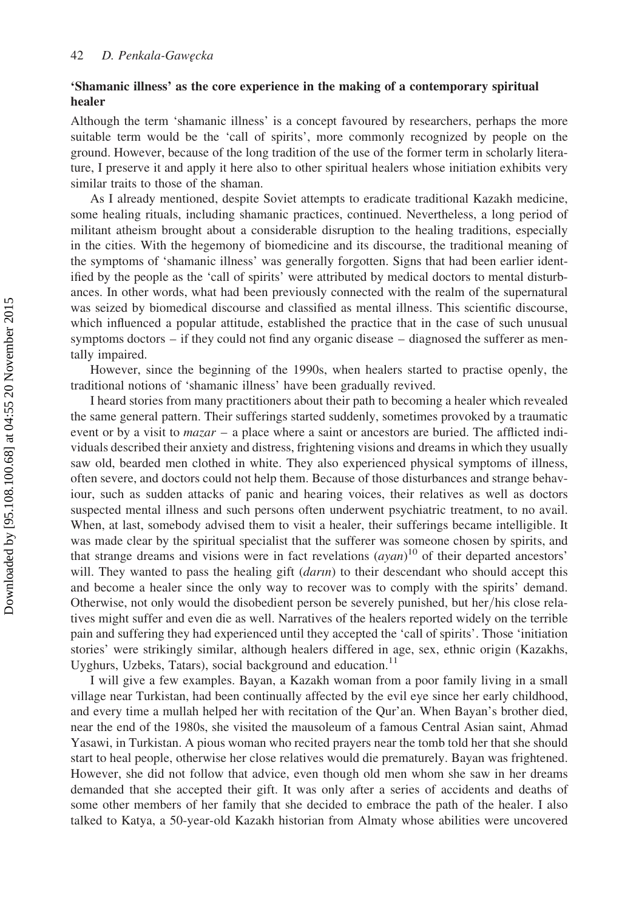## 'Shamanic illness' as the core experience in the making of a contemporary spiritual healer

Although the term 'shamanic illness' is a concept favoured by researchers, perhaps the more suitable term would be the 'call of spirits', more commonly recognized by people on the ground. However, because of the long tradition of the use of the former term in scholarly literature, I preserve it and apply it here also to other spiritual healers whose initiation exhibits very similar traits to those of the shaman.

As I already mentioned, despite Soviet attempts to eradicate traditional Kazakh medicine, some healing rituals, including shamanic practices, continued. Nevertheless, a long period of militant atheism brought about a considerable disruption to the healing traditions, especially in the cities. With the hegemony of biomedicine and its discourse, the traditional meaning of the symptoms of 'shamanic illness' was generally forgotten. Signs that had been earlier identified by the people as the 'call of spirits' were attributed by medical doctors to mental disturbances. In other words, what had been previously connected with the realm of the supernatural was seized by biomedical discourse and classified as mental illness. This scientific discourse, which influenced a popular attitude, established the practice that in the case of such unusual symptoms doctors – if they could not find any organic disease – diagnosed the sufferer as mentally impaired.

However, since the beginning of the 1990s, when healers started to practise openly, the traditional notions of 'shamanic illness' have been gradually revived.

I heard stories from many practitioners about their path to becoming a healer which revealed the same general pattern. Their sufferings started suddenly, sometimes provoked by a traumatic event or by a visit to *mazar* – a place where a saint or ancestors are buried. The afflicted individuals described their anxiety and distress, frightening visions and dreams in which they usually saw old, bearded men clothed in white. They also experienced physical symptoms of illness, often severe, and doctors could not help them. Because of those disturbances and strange behaviour, such as sudden attacks of panic and hearing voices, their relatives as well as doctors suspected mental illness and such persons often underwent psychiatric treatment, to no avail. When, at last, somebody advised them to visit a healer, their sufferings became intelligible. It was made clear by the spiritual specialist that the sufferer was someone chosen by spirits, and that strange dreams and visions were in fact revelations (*ayan*)[10] of their departed ancestors' will. They wanted to pass the healing gift (*darın*) to their descendant who should accept this and become a healer since the only way to recover was to comply with the spirits' demand. Otherwise, not only would the disobedient person be severely punished, but her/his close relatives might suffer and even die as well. Narratives of the healers reported widely on the terrible pain and suffering they had experienced until they accepted the 'call of spirits'. Those 'initiation stories' were strikingly similar, although healers differed in age, sex, ethnic origin (Kazakhs, Uyghurs, Uzbeks, Tatars), social background and education.[11]

I will give a few examples. Bayan, a Kazakh woman from a poor family living in a small village near Turkistan, had been continually affected by the evil eye since her early childhood, and every time a mullah helped her with recitation of the Qur'an. When Bayan's brother died, near the end of the 1980s, she visited the mausoleum of a famous Central Asian saint, Ahmad Yasawi, in Turkistan. A pious woman who recited prayers near the tomb told her that she should start to heal people, otherwise her close relatives would die prematurely. Bayan was frightened. However, she did not follow that advice, even though old men whom she saw in her dreams demanded that she accepted their gift. It was only after a series of accidents and deaths of some other members of her family that she decided to embrace the path of the healer. I also talked to Katya, a 50-year-old Kazakh historian from Almaty whose abilities were uncovered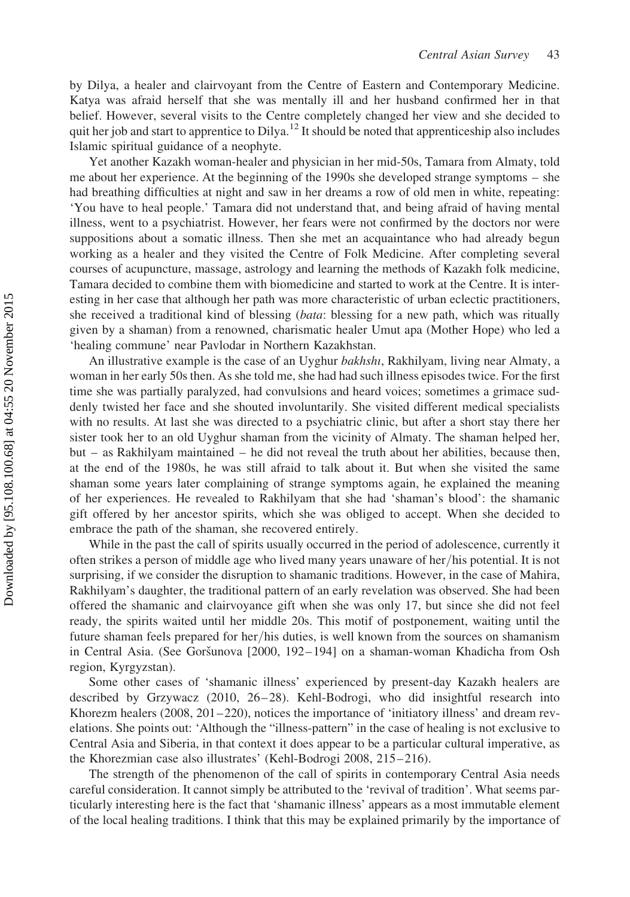by Dilya, a healer and clairvoyant from the Centre of Eastern and Contemporary Medicine. Katya was afraid herself that she was mentally ill and her husband confirmed her in that belief. However, several visits to the Centre completely changed her view and she decided to quit her job and start to apprentice to Dilya.[12] It should be noted that apprenticeship also includes Islamic spiritual guidance of a neophyte.

Yet another Kazakh woman-healer and physician in her mid-50s, Tamara from Almaty, told me about her experience. At the beginning of the 1990s she developed strange symptoms – she had breathing difficulties at night and saw in her dreams a row of old men in white, repeating: 'You have to heal people.' Tamara did not understand that, and being afraid of having mental illness, went to a psychiatrist. However, her fears were not confirmed by the doctors nor were suppositions about a somatic illness. Then she met an acquaintance who had already begun working as a healer and they visited the Centre of Folk Medicine. After completing several courses of acupuncture, massage, astrology and learning the methods of Kazakh folk medicine, Tamara decided to combine them with biomedicine and started to work at the Centre. It is interesting in her case that although her path was more characteristic of urban eclectic practitioners, she received a traditional kind of blessing (*bata*: blessing for a new path, which was ritually given by a shaman) from a renowned, charismatic healer Umut apa (Mother Hope) who led a 'healing commune' near Pavlodar in Northern Kazakhstan.

An illustrative example is the case of an Uyghur *bakhshı*, Rakhilyam, living near Almaty, a woman in her early 50s then. As she told me, she had had such illness episodes twice. For the first time she was partially paralyzed, had convulsions and heard voices; sometimes a grimace suddenly twisted her face and she shouted involuntarily. She visited different medical specialists with no results. At last she was directed to a psychiatric clinic, but after a short stay there her sister took her to an old Uyghur shaman from the vicinity of Almaty. The shaman helped her, but – as Rakhilyam maintained – he did not reveal the truth about her abilities, because then, at the end of the 1980s, he was still afraid to talk about it. But when she visited the same shaman some years later complaining of strange symptoms again, he explained the meaning of her experiences. He revealed to Rakhilyam that she had 'shaman's blood': the shamanic gift offered by her ancestor spirits, which she was obliged to accept. When she decided to embrace the path of the shaman, she recovered entirely.

While in the past the call of spirits usually occurred in the period of adolescence, currently it often strikes a person of middle age who lived many years unaware of her/his potential. It is not surprising, if we consider the disruption to shamanic traditions. However, in the case of Mahira, Rakhilyam's daughter, the traditional pattern of an early revelation was observed. She had been offered the shamanic and clairvoyance gift when she was only 17, but since she did not feel ready, the spirits waited until her middle 20s. This motif of postponement, waiting until the future shaman feels prepared for her/his duties, is well known from the sources on shamanism in Central Asia. (See Goršunova [2000, 192–194] on a shaman-woman Khadicha from Osh region, Kyrgyzstan).

Some other cases of 'shamanic illness' experienced by present-day Kazakh healers are described by Grzywacz (2010, 26–28). Kehl-Bodrogi, who did insightful research into Khorezm healers (2008, 201–220), notices the importance of 'initiatory illness' and dream revelations. She points out: 'Although the "illness-pattern" in the case of healing is not exclusive to Central Asia and Siberia, in that context it does appear to be a particular cultural imperative, as the Khorezmian case also illustrates' (Kehl-Bodrogi 2008, 215–216).

The strength of the phenomenon of the call of spirits in contemporary Central Asia needs careful consideration. It cannot simply be attributed to the 'revival of tradition'. What seems particularly interesting here is the fact that 'shamanic illness' appears as a most immutable element of the local healing traditions. I think that this may be explained primarily by the importance of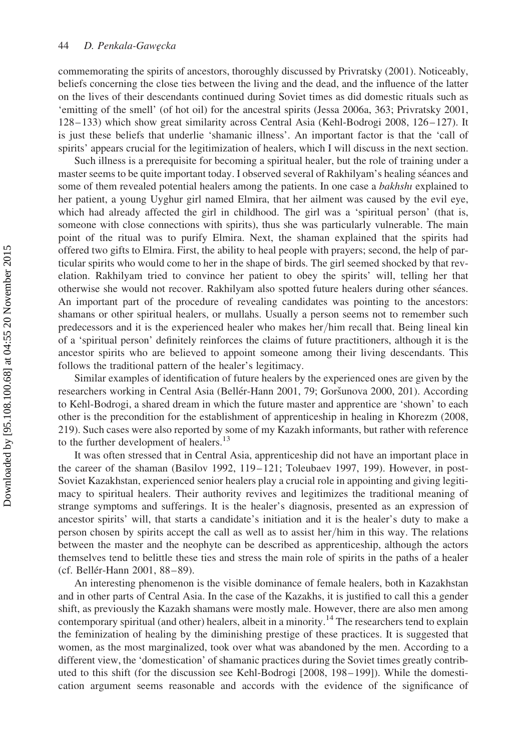commemorating the spirits of ancestors, thoroughly discussed by Privratsky (2001). Noticeably, beliefs concerning the close ties between the living and the dead, and the influence of the latter on the lives of their descendants continued during Soviet times as did domestic rituals such as 'emitting of the smell' (of hot oil) for the ancestral spirits (Jessa 2006a, 363; Privratsky 2001, 128–133) which show great similarity across Central Asia (Kehl-Bodrogi 2008, 126–127). It is just these beliefs that underlie 'shamanic illness'. An important factor is that the 'call of spirits' appears crucial for the legitimization of healers, which I will discuss in the next section.

Such illness is a prerequisite for becoming a spiritual healer, but the role of training under a master seems to be quite important today. I observed several of Rakhilyam's healing séances and some of them revealed potential healers among the patients. In one case a *bakhshı* explained to her patient, a young Uyghur girl named Elmira, that her ailment was caused by the evil eye, which had already affected the girl in childhood. The girl was a 'spiritual person' (that is, someone with close connections with spirits), thus she was particularly vulnerable. The main point of the ritual was to purify Elmira. Next, the shaman explained that the spirits had offered two gifts to Elmira. First, the ability to heal people with prayers; second, the help of particular spirits who would come to her in the shape of birds. The girl seemed shocked by that revelation. Rakhilyam tried to convince her patient to obey the spirits' will, telling her that otherwise she would not recover. Rakhilyam also spotted future healers during other séances. An important part of the procedure of revealing candidates was pointing to the ancestors: shamans or other spiritual healers, or mullahs. Usually a person seems not to remember such predecessors and it is the experienced healer who makes her/him recall that. Being lineal kin of a 'spiritual person' definitely reinforces the claims of future practitioners, although it is the ancestor spirits who are believed to appoint someone among their living descendants. This follows the traditional pattern of the healer's legitimacy.

Similar examples of identification of future healers by the experienced ones are given by the researchers working in Central Asia (Bellér-Hann 2001, 79; Goršunova 2000, 201). According to Kehl-Bodrogi, a shared dream in which the future master and apprentice are 'shown' to each other is the precondition for the establishment of apprenticeship in healing in Khorezm (2008, 219). Such cases were also reported by some of my Kazakh informants, but rather with reference to the further development of healers.[13]

It was often stressed that in Central Asia, apprenticeship did not have an important place in the career of the shaman (Basilov 1992, 119–121; Toleubaev 1997, 199). However, in post-Soviet Kazakhstan, experienced senior healers play a crucial role in appointing and giving legitimacy to spiritual healers. Their authority revives and legitimizes the traditional meaning of strange symptoms and sufferings. It is the healer's diagnosis, presented as an expression of ancestor spirits' will, that starts a candidate's initiation and it is the healer's duty to make a person chosen by spirits accept the call as well as to assist her/him in this way. The relations between the master and the neophyte can be described as apprenticeship, although the actors themselves tend to belittle these ties and stress the main role of spirits in the paths of a healer (cf. Bellér-Hann 2001, 88–89).

An interesting phenomenon is the visible dominance of female healers, both in Kazakhstan and in other parts of Central Asia. In the case of the Kazakhs, it is justified to call this a gender shift, as previously the Kazakh shamans were mostly male. However, there are also men among contemporary spiritual (and other) healers, albeit in a minority.[14] The researchers tend to explain the feminization of healing by the diminishing prestige of these practices. It is suggested that women, as the most marginalized, took over what was abandoned by the men. According to a different view, the 'domestication' of shamanic practices during the Soviet times greatly contributed to this shift (for the discussion see Kehl-Bodrogi [2008, 198–199]). While the domestication argument seems reasonable and accords with the evidence of the significance of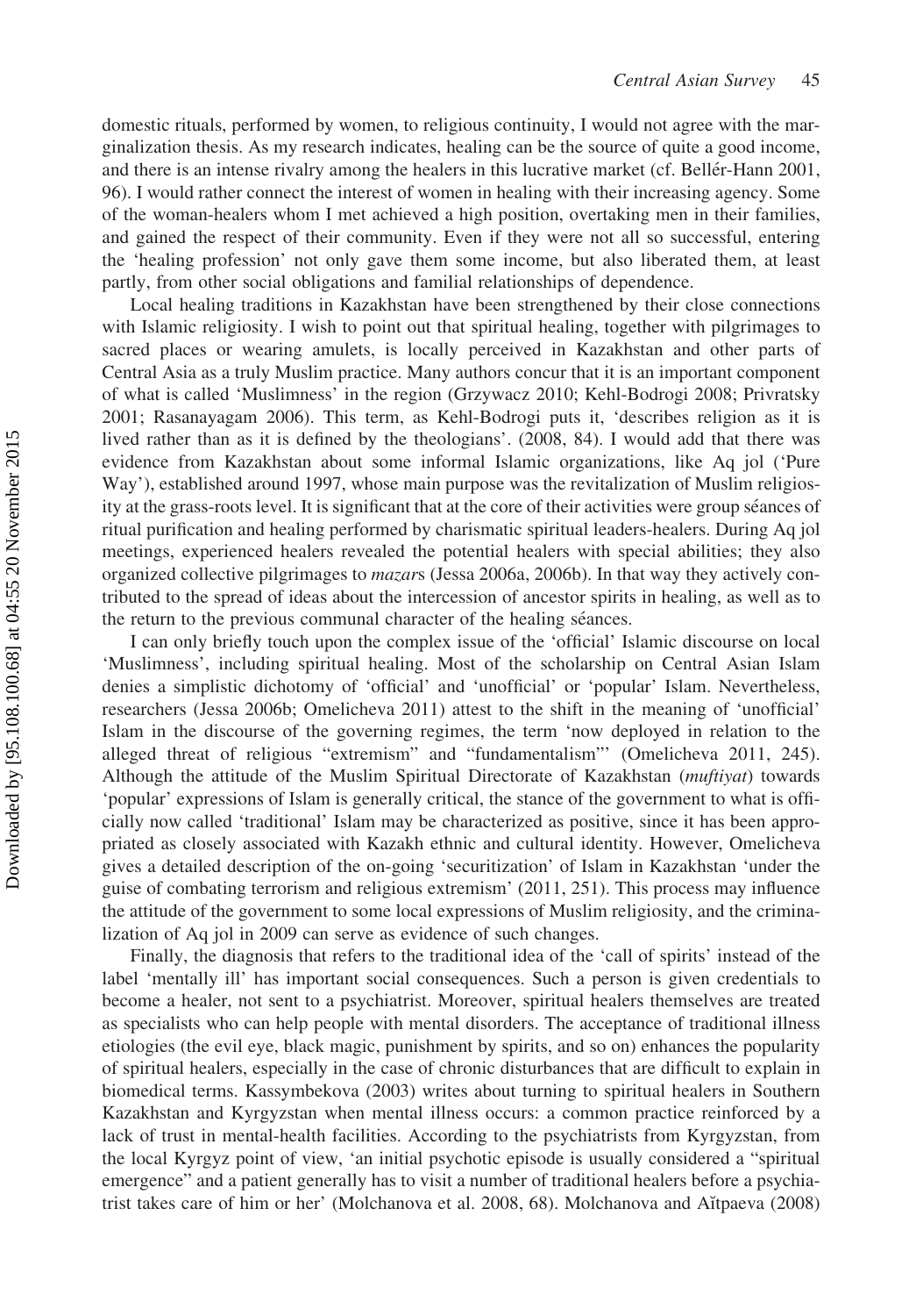domestic rituals, performed by women, to religious continuity, I would not agree with the marginalization thesis. As my research indicates, healing can be the source of quite a good income, and there is an intense rivalry among the healers in this lucrative market (cf. Bellér-Hann 2001, 96). I would rather connect the interest of women in healing with their increasing agency. Some of the woman-healers whom I met achieved a high position, overtaking men in their families, and gained the respect of their community. Even if they were not all so successful, entering the 'healing profession' not only gave them some income, but also liberated them, at least partly, from other social obligations and familial relationships of dependence.

Local healing traditions in Kazakhstan have been strengthened by their close connections with Islamic religiosity. I wish to point out that spiritual healing, together with pilgrimages to sacred places or wearing amulets, is locally perceived in Kazakhstan and other parts of Central Asia as a truly Muslim practice. Many authors concur that it is an important component of what is called 'Muslimness' in the region (Grzywacz 2010; Kehl-Bodrogi 2008; Privratsky 2001; Rasanayagam 2006). This term, as Kehl-Bodrogi puts it, 'describes religion as it is lived rather than as it is defined by the theologians'. (2008, 84). I would add that there was evidence from Kazakhstan about some informal Islamic organizations, like Aq jol ('Pure Way'), established around 1997, whose main purpose was the revitalization of Muslim religiosity at the grass-roots level. It is significant that at the core of their activities were group séances of ritual purification and healing performed by charismatic spiritual leaders-healers. During Aq jol meetings, experienced healers revealed the potential healers with special abilities; they also organized collective pilgrimages to *mazar*s (Jessa 2006a, 2006b). In that way they actively contributed to the spread of ideas about the intercession of ancestor spirits in healing, as well as to the return to the previous communal character of the healing séances.

I can only briefly touch upon the complex issue of the 'official' Islamic discourse on local 'Muslimness', including spiritual healing. Most of the scholarship on Central Asian Islam denies a simplistic dichotomy of 'official' and 'unofficial' or 'popular' Islam. Nevertheless, researchers (Jessa 2006b; Omelicheva 2011) attest to the shift in the meaning of 'unofficial' Islam in the discourse of the governing regimes, the term 'now deployed in relation to the alleged threat of religious "extremism" and "fundamentalism"' (Omelicheva 2011, 245). Although the attitude of the Muslim Spiritual Directorate of Kazakhstan (*muftiyat*) towards 'popular' expressions of Islam is generally critical, the stance of the government to what is officially now called 'traditional' Islam may be characterized as positive, since it has been appropriated as closely associated with Kazakh ethnic and cultural identity. However, Omelicheva gives a detailed description of the on-going 'securitization' of Islam in Kazakhstan 'under the guise of combating terrorism and religious extremism' (2011, 251). This process may influence the attitude of the government to some local expressions of Muslim religiosity, and the criminalization of Aq jol in 2009 can serve as evidence of such changes.

Finally, the diagnosis that refers to the traditional idea of the 'call of spirits' instead of the label 'mentally ill' has important social consequences. Such a person is given credentials to become a healer, not sent to a psychiatrist. Moreover, spiritual healers themselves are treated as specialists who can help people with mental disorders. The acceptance of traditional illness etiologies (the evil eye, black magic, punishment by spirits, and so on) enhances the popularity of spiritual healers, especially in the case of chronic disturbances that are difficult to explain in biomedical terms. Kassymbekova (2003) writes about turning to spiritual healers in Southern Kazakhstan and Kyrgyzstan when mental illness occurs: a common practice reinforced by a lack of trust in mental-health facilities. According to the psychiatrists from Kyrgyzstan, from the local Kyrgyz point of view, 'an initial psychotic episode is usually considered a "spiritual emergence" and a patient generally has to visit a number of traditional healers before a psychiatrist takes care of him or her' (Molchanova et al. 2008, 68). Molchanova and Aĭtpaeva (2008)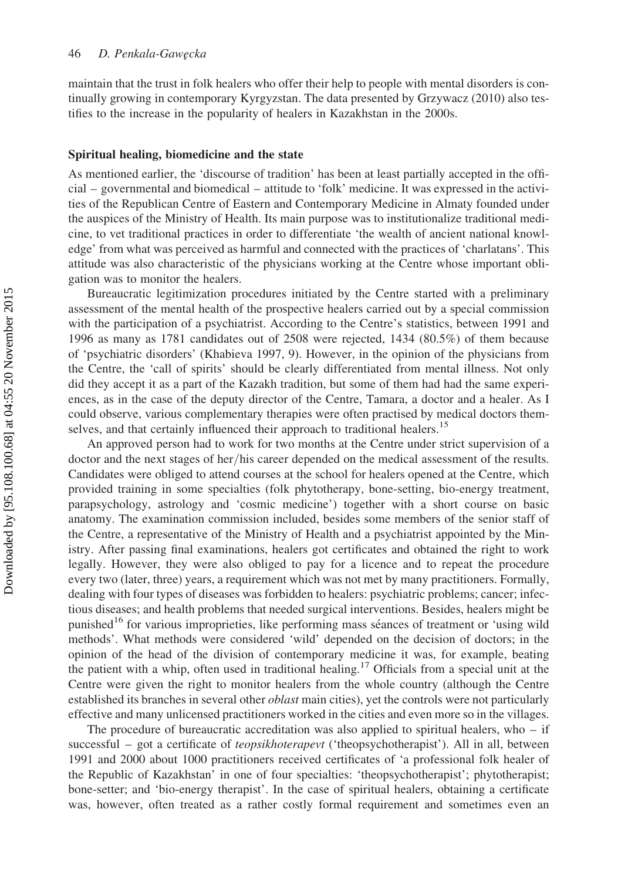maintain that the trust in folk healers who offer their help to people with mental disorders is continually growing in contemporary Kyrgyzstan. The data presented by Grzywacz (2010) also testifies to the increase in the popularity of healers in Kazakhstan in the 2000s.

## Spiritual healing, biomedicine and the state

As mentioned earlier, the 'discourse of tradition' has been at least partially accepted in the official – governmental and biomedical – attitude to 'folk' medicine. It was expressed in the activities of the Republican Centre of Eastern and Contemporary Medicine in Almaty founded under the auspices of the Ministry of Health. Its main purpose was to institutionalize traditional medicine, to vet traditional practices in order to differentiate 'the wealth of ancient national knowledge' from what was perceived as harmful and connected with the practices of 'charlatans'. This attitude was also characteristic of the physicians working at the Centre whose important obligation was to monitor the healers.

Bureaucratic legitimization procedures initiated by the Centre started with a preliminary assessment of the mental health of the prospective healers carried out by a special commission with the participation of a psychiatrist. According to the Centre's statistics, between 1991 and 1996 as many as 1781 candidates out of 2508 were rejected, 1434 (80.5%) of them because of 'psychiatric disorders' (Khabieva 1997, 9). However, in the opinion of the physicians from the Centre, the 'call of spirits' should be clearly differentiated from mental illness. Not only did they accept it as a part of the Kazakh tradition, but some of them had had the same experiences, as in the case of the deputy director of the Centre, Tamara, a doctor and a healer. As I could observe, various complementary therapies were often practised by medical doctors themselves, and that certainly influenced their approach to traditional healers.[15]

An approved person had to work for two months at the Centre under strict supervision of a doctor and the next stages of her/his career depended on the medical assessment of the results. Candidates were obliged to attend courses at the school for healers opened at the Centre, which provided training in some specialties (folk phytotherapy, bone-setting, bio-energy treatment, parapsychology, astrology and 'cosmic medicine') together with a short course on basic anatomy. The examination commission included, besides some members of the senior staff of the Centre, a representative of the Ministry of Health and a psychiatrist appointed by the Ministry. After passing final examinations, healers got certificates and obtained the right to work legally. However, they were also obliged to pay for a licence and to repeat the procedure every two (later, three) years, a requirement which was not met by many practitioners. Formally, dealing with four types of diseases was forbidden to healers: psychiatric problems; cancer; infectious diseases; and health problems that needed surgical interventions. Besides, healers might be punished[16] for various improprieties, like performing mass séances of treatment or 'using wild methods'. What methods were considered 'wild' depended on the decision of doctors; in the opinion of the head of the division of contemporary medicine it was, for example, beating the patient with a whip, often used in traditional healing.[17] Officials from a special unit at the Centre were given the right to monitor healers from the whole country (although the Centre established its branches in several other *oblast* main cities), yet the controls were not particularly effective and many unlicensed practitioners worked in the cities and even more so in the villages.

The procedure of bureaucratic accreditation was also applied to spiritual healers, who – if successful – got a certificate of *teopsikhoterapevt* ('theopsychotherapist'). All in all, between 1991 and 2000 about 1000 practitioners received certificates of 'a professional folk healer of the Republic of Kazakhstan' in one of four specialties: 'theopsychotherapist'; phytotherapist; bone-setter; and 'bio-energy therapist'. In the case of spiritual healers, obtaining a certificate was, however, often treated as a rather costly formal requirement and sometimes even an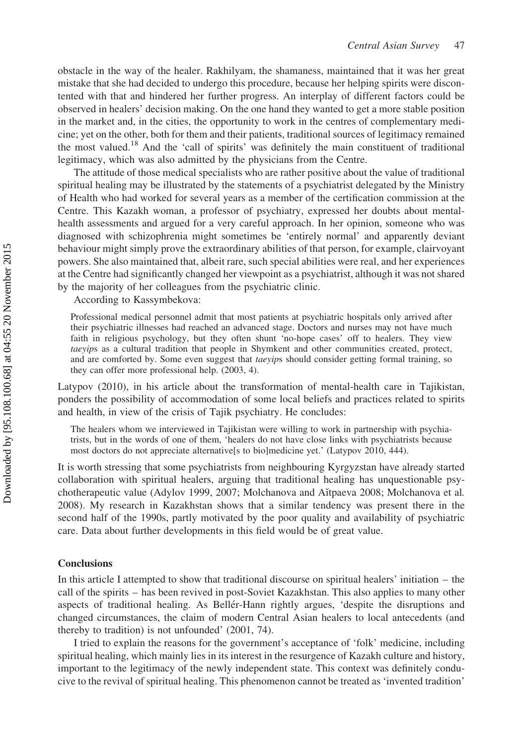obstacle in the way of the healer. Rakhilyam, the shamaness, maintained that it was her great mistake that she had decided to undergo this procedure, because her helping spirits were discontented with that and hindered her further progress. An interplay of different factors could be observed in healers' decision making. On the one hand they wanted to get a more stable position in the market and, in the cities, the opportunity to work in the centres of complementary medicine; yet on the other, both for them and their patients, traditional sources of legitimacy remained the most valued.[18] And the 'call of spirits' was definitely the main constituent of traditional legitimacy, which was also admitted by the physicians from the Centre.

The attitude of those medical specialists who are rather positive about the value of traditional spiritual healing may be illustrated by the statements of a psychiatrist delegated by the Ministry of Health who had worked for several years as a member of the certification commission at the Centre. This Kazakh woman, a professor of psychiatry, expressed her doubts about mental-health assessments and argued for a very careful approach. In her opinion, someone who was diagnosed with schizophrenia might sometimes be 'entirely normal' and apparently deviant behaviour might simply prove the extraordinary abilities of that person, for example, clairvoyant powers. She also maintained that, albeit rare, such special abilities were real, and her experiences at the Centre had significantly changed her viewpoint as a psychiatrist, although it was not shared by the majority of her colleagues from the psychiatric clinic.

According to Kassymbekova:

> Professional medical personnel admit that most patients at psychiatric hospitals only arrived after their psychiatric illnesses had reached an advanced stage. Doctors and nurses may not have much faith in religious psychology, but they often shunt 'no-hope cases' off to healers. They view *taeyip*s as a cultural tradition that people in Shymkent and other communities created, protect, and are comforted by. Some even suggest that *taeyip*s should consider getting formal training, so they can offer more professional help. (2003, 4).

Latypov (2010), in his article about the transformation of mental-health care in Tajikistan, ponders the possibility of accommodation of some local beliefs and practices related to spirits and health, in view of the crisis of Tajik psychiatry. He concludes:

> The healers whom we interviewed in Tajikistan were willing to work in partnership with psychiatrists, but in the words of one of them, 'healers do not have close links with psychiatrists because most doctors do not appreciate alternative[s to bio]medicine yet.' (Latypov 2010, 444).

It is worth stressing that some psychiatrists from neighbouring Kyrgyzstan have already started collaboration with spiritual healers, arguing that traditional healing has unquestionable psychotherapeutic value (Adylov 1999, 2007; Molchanova and Aĭtpaeva 2008; Molchanova et al. 2008). My research in Kazakhstan shows that a similar tendency was present there in the second half of the 1990s, partly motivated by the poor quality and availability of psychiatric care. Data about further developments in this field would be of great value.

## Conclusions

In this article I attempted to show that traditional discourse on spiritual healers' initiation – the call of the spirits – has been revived in post-Soviet Kazakhstan. This also applies to many other aspects of traditional healing. As Bellér-Hann rightly argues, 'despite the disruptions and changed circumstances, the claim of modern Central Asian healers to local antecedents (and thereby to tradition) is not unfounded' (2001, 74).

I tried to explain the reasons for the government's acceptance of 'folk' medicine, including spiritual healing, which mainly lies in its interest in the resurgence of Kazakh culture and history, important to the legitimacy of the newly independent state. This context was definitely conducive to the revival of spiritual healing. This phenomenon cannot be treated as 'invented tradition'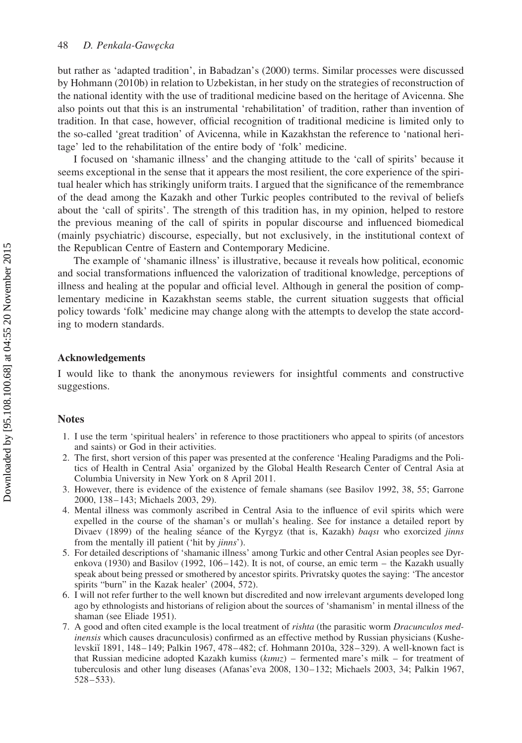but rather as 'adapted tradition', in Babadzan's (2000) terms. Similar processes were discussed by Hohmann (2010b) in relation to Uzbekistan, in her study on the strategies of reconstruction of the national identity with the use of traditional medicine based on the heritage of Avicenna. She also points out that this is an instrumental 'rehabilitation' of tradition, rather than invention of tradition. In that case, however, official recognition of traditional medicine is limited only to the so-called 'great tradition' of Avicenna, while in Kazakhstan the reference to 'national heritage' led to the rehabilitation of the entire body of 'folk' medicine.

I focused on 'shamanic illness' and the changing attitude to the 'call of spirits' because it seems exceptional in the sense that it appears the most resilient, the core experience of the spiritual healer which has strikingly uniform traits. I argued that the significance of the remembrance of the dead among the Kazakh and other Turkic peoples contributed to the revival of beliefs about the 'call of spirits'. The strength of this tradition has, in my opinion, helped to restore the previous meaning of the call of spirits in popular discourse and influenced biomedical (mainly psychiatric) discourse, especially, but not exclusively, in the institutional context of the Republican Centre of Eastern and Contemporary Medicine.

The example of 'shamanic illness' is illustrative, because it reveals how political, economic and social transformations influenced the valorization of traditional knowledge, perceptions of illness and healing at the popular and official level. Although in general the position of complementary medicine in Kazakhstan seems stable, the current situation suggests that official policy towards 'folk' medicine may change along with the attempts to develop the state according to modern standards.

## Acknowledgements

I would like to thank the anonymous reviewers for insightful comments and constructive suggestions.

## Notes

1. I use the term 'spiritual healers' in reference to those practitioners who appeal to spirits (of ancestors and saints) or God in their activities.
2. The first, short version of this paper was presented at the conference 'Healing Paradigms and the Politics of Health in Central Asia' organized by the Global Health Research Center of Central Asia at Columbia University in New York on 8 April 2011.
3. However, there is evidence of the existence of female shamans (see Basilov 1992, 38, 55; Garrone 2000, 138–143; Michaels 2003, 29).
4. Mental illness was commonly ascribed in Central Asia to the influence of evil spirits which were expelled in the course of the shaman's or mullah's healing. See for instance a detailed report by Divaev (1899) of the healing séance of the Kyrgyz (that is, Kazakh) *baqsı* who exorcized *jinns* from the mentally ill patient ('hit by *jinns*').
5. For detailed descriptions of 'shamanic illness' among Turkic and other Central Asian peoples see Dyrenkova (1930) and Basilov (1992, 106–142). It is not, of course, an emic term – the Kazakh usually speak about being pressed or smothered by ancestor spirits. Privratsky quotes the saying: 'The ancestor spirits "burn" in the Kazak healer' (2004, 572).
6. I will not refer further to the well known but discredited and now irrelevant arguments developed long ago by ethnologists and historians of religion about the sources of 'shamanism' in mental illness of the shaman (see Eliade 1951).
7. A good and often cited example is the local treatment of *rishta* (the parasitic worm *Dracunculos medinensis* which causes dracunculosis) confirmed as an effective method by Russian physicians (Kushelevskiĭ 1891, 148–149; Palkin 1967, 478–482; cf. Hohmann 2010a, 328–329). A well-known fact is that Russian medicine adopted Kazakh kumiss (*kımız*) – fermented mare's milk – for treatment of tuberculosis and other lung diseases (Afanas'eva 2008, 130–132; Michaels 2003, 34; Palkin 1967, 528–533).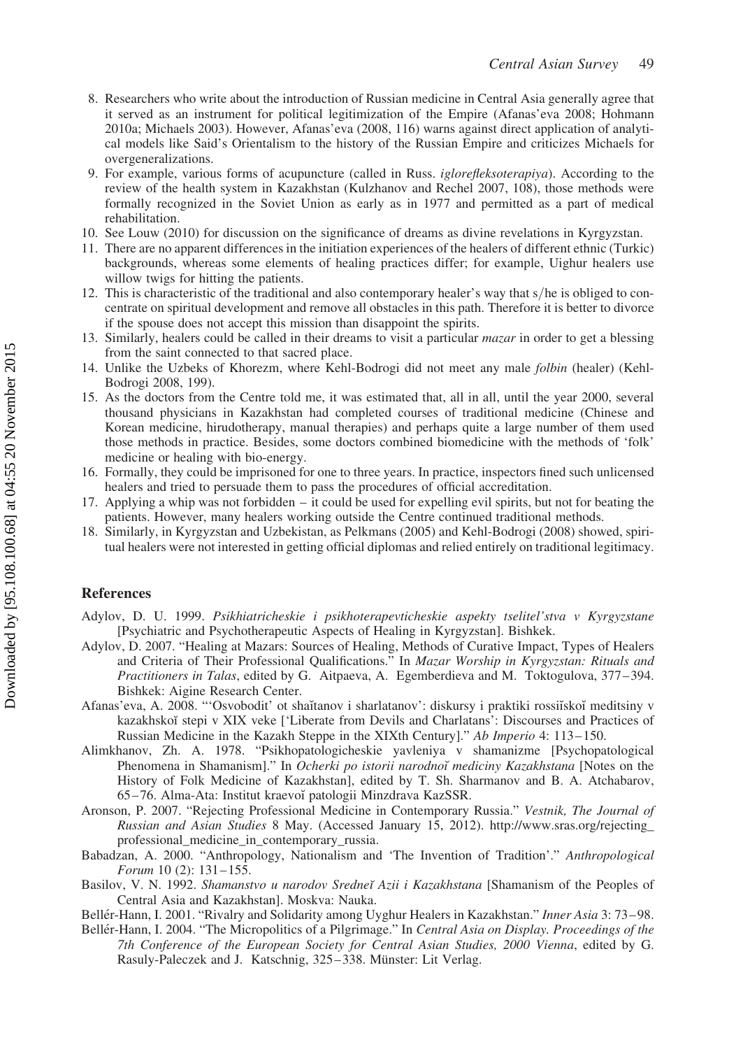8. Researchers who write about the introduction of Russian medicine in Central Asia generally agree that it served as an instrument for political legitimization of the Empire (Afanas'eva 2008; Hohmann 2010a; Michaels 2003). However, Afanas'eva (2008, 116) warns against direct application of analytical models like Said's Orientalism to the history of the Russian Empire and criticizes Michaels for overgeneralizations.
9. For example, various forms of acupuncture (called in Russ. *iglorefleksoterapiya*). According to the review of the health system in Kazakhstan (Kulzhanov and Rechel 2007, 108), those methods were formally recognized in the Soviet Union as early as in 1977 and permitted as a part of medical rehabilitation.
10. See Louw (2010) for discussion on the significance of dreams as divine revelations in Kyrgyzstan.
11. There are no apparent differences in the initiation experiences of the healers of different ethnic (Turkic) backgrounds, whereas some elements of healing practices differ; for example, Uighur healers use willow twigs for hitting the patients.
12. This is characteristic of the traditional and also contemporary healer's way that s/he is obliged to concentrate on spiritual development and remove all obstacles in this path. Therefore it is better to divorce if the spouse does not accept this mission than disappoint the spirits.
13. Similarly, healers could be called in their dreams to visit a particular *mazar* in order to get a blessing from the saint connected to that sacred place.
14. Unlike the Uzbeks of Khorezm, where Kehl-Bodrogi did not meet any male *folbin* (healer) (Kehl-Bodrogi 2008, 199).
15. As the doctors from the Centre told me, it was estimated that, all in all, until the year 2000, several thousand physicians in Kazakhstan had completed courses of traditional medicine (Chinese and Korean medicine, hirudotherapy, manual therapies) and perhaps quite a large number of them used those methods in practice. Besides, some doctors combined biomedicine with the methods of 'folk' medicine or healing with bio-energy.
16. Formally, they could be imprisoned for one to three years. In practice, inspectors fined such unlicensed healers and tried to persuade them to pass the procedures of official accreditation.
17. Applying a whip was not forbidden – it could be used for expelling evil spirits, but not for beating the patients. However, many healers working outside the Centre continued traditional methods.
18. Similarly, in Kyrgyzstan and Uzbekistan, as Pelkmans (2005) and Kehl-Bodrogi (2008) showed, spiritual healers were not interested in getting official diplomas and relied entirely on traditional legitimacy.

## References

Adylov, D. U. 1999. *Psikhiatricheskie i psikhoterapevticheskie aspekty tselitel'stva v Kyrgyzstane* [Psychiatric and Psychotherapeutic Aspects of Healing in Kyrgyzstan]. Bishkek.

Adylov, D. 2007. "Healing at Mazars: Sources of Healing, Methods of Curative Impact, Types of Healers and Criteria of Their Professional Qualifications." In *Mazar Worship in Kyrgyzstan: Rituals and Practitioners in Talas*, edited by G. Aitpaeva, A. Egemberdieva and M. Toktogulova, 377–394. Bishkek: Aigine Research Center.

Afanas'eva, A. 2008. "'Osvobodit' ot shaĭtanov i sharlatanov': diskursy i praktiki rossiĭskoĭ meditsiny v kazakhskoĭ stepi v XIX veke ['Liberate from Devils and Charlatans': Discourses and Practices of Russian Medicine in the Kazakh Steppe in the XIXth Century]." *Ab Imperio* 4: 113–150.

Alimkhanov, Zh. A. 1978. "Psikhopatologicheskie yavleniya v shamanizme [Psychopatological Phenomena in Shamanism]." In *Ocherki po istorii narodnoĭ mediciny Kazakhstana* [Notes on the History of Folk Medicine of Kazakhstan], edited by T. Sh. Sharmanov and B. A. Atchabarov, 65–76. Alma-Ata: Institut kraevoĭ patologii Minzdrava KazSSR.

Aronson, P. 2007. "Rejecting Professional Medicine in Contemporary Russia." *Vestnik, The Journal of Russian and Asian Studies* 8 May. (Accessed January 15, 2012). http://www.sras.org/rejecting_professional_medicine_in_contemporary_russia.

Babadzan, A. 2000. "Anthropology, Nationalism and 'The Invention of Tradition'." *Anthropological Forum* 10 (2): 131–155.

Basilov, V. N. 1992. *Shamanstvo u narodov Sredneĭ Azii i Kazakhstana* [Shamanism of the Peoples of Central Asia and Kazakhstan]. Moskva: Nauka.

Bellér-Hann, I. 2001. "Rivalry and Solidarity among Uyghur Healers in Kazakhstan." *Inner Asia* 3: 73–98.

Bellér-Hann, I. 2004. "The Micropolitics of a Pilgrimage." In *Central Asia on Display. Proceedings of the 7th Conference of the European Society for Central Asian Studies, 2000 Vienna*, edited by G. Rasuly-Paleczek and J. Katschnig, 325–338. Münster: Lit Verlag.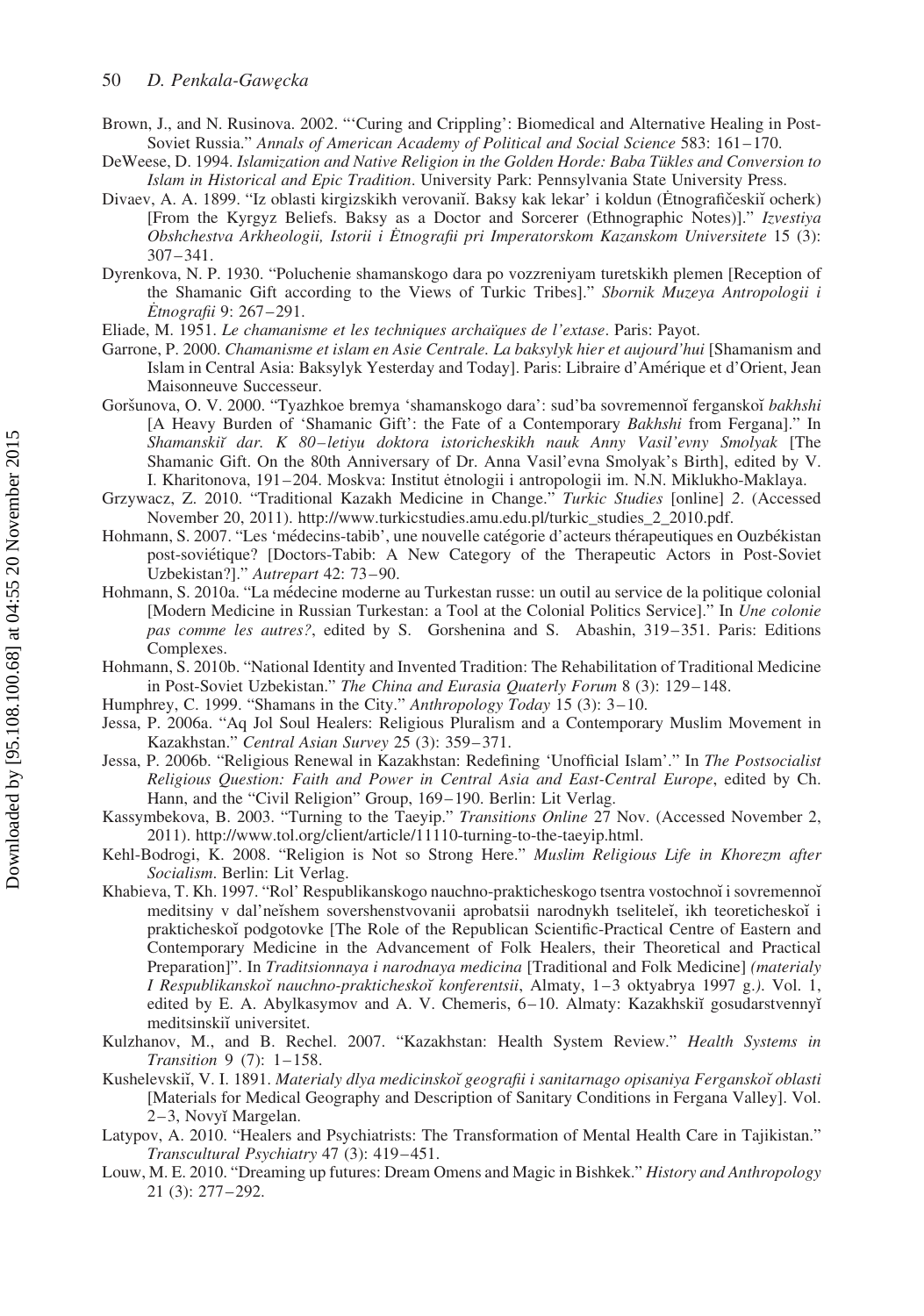Brown, J., and N. Rusinova. 2002. "'Curing and Crippling': Biomedical and Alternative Healing in Post-Soviet Russia." *Annals of American Academy of Political and Social Science* 583: 161–170.

DeWeese, D. 1994. *Islamization and Native Religion in the Golden Horde: Baba Tükles and Conversion to Islam in Historical and Epic Tradition*. University Park: Pennsylvania State University Press.

Divaev, A. A. 1899. "Iz oblasti kirgizskikh verovaniĭ. Baksy kak lekar' i koldun (Ėtnografičeskiĭ ocherk) [From the Kyrgyz Beliefs. Baksy as a Doctor and Sorcerer (Ethnographic Notes)]." *Izvestiya Obshchestva Arkheologii, Istorii i Ėtnografii pri Imperatorskom Kazanskom Universitete* 15 (3): 307–341.

Dyrenkova, N. P. 1930. "Poluchenie shamanskogo dara po vozzreniyam turetskikh plemen [Reception of the Shamanic Gift according to the Views of Turkic Tribes]." *Sbornik Muzeya Antropologii i Ėtnografii* 9: 267–291.

Eliade, M. 1951. *Le chamanisme et les techniques archaïques de l'extase*. Paris: Payot.

Garrone, P. 2000. *Chamanisme et islam en Asie Centrale. La baksylyk hier et aujourd'hui* [Shamanism and Islam in Central Asia: Baksylyk Yesterday and Today]. Paris: Libraire d'Amérique et d'Orient, Jean Maisonneuve Successeur.

Goršunova, O. V. 2000. "Tyazhkoe bremya 'shamanskogo dara': sud'ba sovremennoĭ ferganskoĭ *bakhshi* [A Heavy Burden of 'Shamanic Gift': the Fate of a Contemporary *Bakhshi* from Fergana]." In *Shamanskiĭ dar. K 80–letiyu doktora istoricheskikh nauk Anny Vasil'evny Smolyak* [The Shamanic Gift. On the 80th Anniversary of Dr. Anna Vasil'evna Smolyak's Birth], edited by V. I. Kharitonova, 191–204. Moskva: Institut ėtnologii i antropologii im. N.N. Miklukho-Maklaya.

Grzywacz, Z. 2010. "Traditional Kazakh Medicine in Change." *Turkic Studies* [online] 2. (Accessed November 20, 2011). http://www.turkicstudies.amu.edu.pl/turkic_studies_2_2010.pdf.

Hohmann, S. 2007. "Les 'médecins-tabib', une nouvelle catégorie d'acteurs thérapeutiques en Ouzbékistan post-soviétique? [Doctors-Tabib: A New Category of the Therapeutic Actors in Post-Soviet Uzbekistan?]." *Autrepart* 42: 73–90.

Hohmann, S. 2010a. "La médecine moderne au Turkestan russe: un outil au service de la politique colonial [Modern Medicine in Russian Turkestan: a Tool at the Colonial Politics Service]." In *Une colonie pas comme les autres?*, edited by S. Gorshenina and S. Abashin, 319–351. Paris: Editions Complexes.

Hohmann, S. 2010b. "National Identity and Invented Tradition: The Rehabilitation of Traditional Medicine in Post-Soviet Uzbekistan." *The China and Eurasia Quaterly Forum* 8 (3): 129–148.

Humphrey, C. 1999. "Shamans in the City." *Anthropology Today* 15 (3): 3–10.

Jessa, P. 2006a. "Aq Jol Soul Healers: Religious Pluralism and a Contemporary Muslim Movement in Kazakhstan." *Central Asian Survey* 25 (3): 359–371.

Jessa, P. 2006b. "Religious Renewal in Kazakhstan: Redefining 'Unofficial Islam'." In *The Postsocialist Religious Question: Faith and Power in Central Asia and East-Central Europe*, edited by Ch. Hann, and the "Civil Religion" Group, 169–190. Berlin: Lit Verlag.

Kassymbekova, B. 2003. "Turning to the Taeyip." *Transitions Online* 27 Nov. (Accessed November 2, 2011). http://www.tol.org/client/article/11110-turning-to-the-taeyip.html.

Kehl-Bodrogi, K. 2008. "Religion is Not so Strong Here." *Muslim Religious Life in Khorezm after Socialism*. Berlin: Lit Verlag.

Khabieva, T. Kh. 1997. "Rol' Respublikanskogo nauchno-prakticheskogo tsentra vostochnoĭ i sovremennoĭ meditsiny v dal'neĭshem sovershenstvovanii aprobatsii narodnykh tseliteleĭ, ikh teoreticheskoĭ i prakticheskoĭ podgotovke [The Role of the Republican Scientific-Practical Centre of Eastern and Contemporary Medicine in the Advancement of Folk Healers, their Theoretical and Practical Preparation]". In *Traditsionnaya i narodnaya meditsina* [Traditional and Folk Medicine] *(materialy I Respublikanskoĭ nauchno-prakticheskoĭ konferentsii*, Almaty, 1–3 oktyabrya 1997 g.*)*. Vol. 1, edited by E. A. Abylkasymov and A. V. Chemeris, 6–10. Almaty: Kazakhskiĭ gosudarstvennyĭ meditsinskiĭ universitet.

Kulzhanov, M., and B. Rechel. 2007. "Kazakhstan: Health System Review." *Health Systems in Transition* 9 (7): 1–158.

Kushelevskiĭ, V. I. 1891. *Materialy dlya medicinskoĭ geografii i sanitarnago opisaniya Ferganskoĭ oblasti* [Materials for Medical Geography and Description of Sanitary Conditions in Fergana Valley]. Vol. 2–3, Novyĭ Margelan.

Latypov, A. 2010. "Healers and Psychiatrists: The Transformation of Mental Health Care in Tajikistan." *Transcultural Psychiatry* 47 (3): 419–451.

Louw, M. E. 2010. "Dreaming up futures: Dream Omens and Magic in Bishkek." *History and Anthropology* 21 (3): 277–292.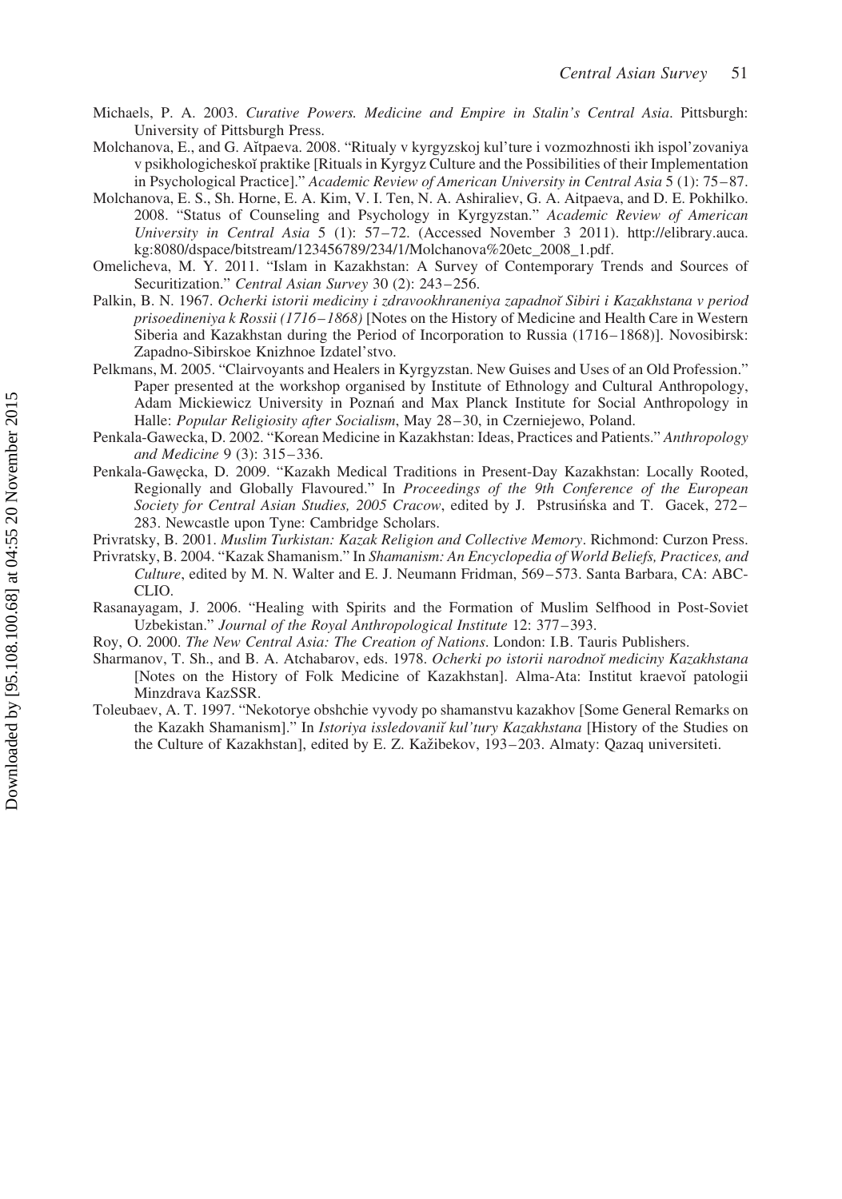Michaels, P. A. 2003. *Curative Powers. Medicine and Empire in Stalin's Central Asia*. Pittsburgh: University of Pittsburgh Press.

Molchanova, E., and G. Aĭtpaeva. 2008. "Ritualy v kyrgyzskoj kul'ture i vozmozhnosti ikh ispol'zovaniya v psikhologicheskoĭ praktike [Rituals in Kyrgyz Culture and the Possibilities of their Implementation in Psychological Practice]." *Academic Review of American University in Central Asia* 5 (1): 75–87.

Molchanova, E. S., Sh. Horne, E. A. Kim, V. I. Ten, N. A. Ashiraliev, G. A. Aitpaeva, and D. E. Pokhilko. 2008. "Status of Counseling and Psychology in Kyrgyzstan." *Academic Review of American University in Central Asia* 5 (1): 57–72. (Accessed November 3 2011). http://elibrary.auca.kg:8080/dspace/bitstream/123456789/234/1/Molchanova%20etc_2008_1.pdf.

Omelicheva, M. Y. 2011. "Islam in Kazakhstan: A Survey of Contemporary Trends and Sources of Securitization." *Central Asian Survey* 30 (2): 243–256.

Palkin, B. N. 1967. *Ocherki istorii mediciny i zdravookhraneniya zapadnoĭ Sibiri i Kazakhstana v period prisoedineniya k Rossii (1716–1868)* [Notes on the History of Medicine and Health Care in Western Siberia and Kazakhstan during the Period of Incorporation to Russia (1716–1868)]. Novosibirsk: Zapadno-Sibirskoe Knizhnoe Izdatel'stvo.

Pelkmans, M. 2005. "Clairvoyants and Healers in Kyrgyzstan. New Guises and Uses of an Old Profession." Paper presented at the workshop organised by Institute of Ethnology and Cultural Anthropology, Adam Mickiewicz University in Poznań and Max Planck Institute for Social Anthropology in Halle: *Popular Religiosity after Socialism*, May 28–30, in Czerniejewo, Poland.

Penkala-Gawecka, D. 2002. "Korean Medicine in Kazakhstan: Ideas, Practices and Patients." *Anthropology and Medicine* 9 (3): 315–336.

Penkala-Gawęcka, D. 2009. "Kazakh Medical Traditions in Present-Day Kazakhstan: Locally Rooted, Regionally and Globally Flavoured." In *Proceedings of the 9th Conference of the European Society for Central Asian Studies, 2005 Cracow*, edited by J. Pstrusińska and T. Gacek, 272–283. Newcastle upon Tyne: Cambridge Scholars.

Privratsky, B. 2001. *Muslim Turkistan: Kazak Religion and Collective Memory*. Richmond: Curzon Press.

Privratsky, B. 2004. "Kazak Shamanism." In *Shamanism: An Encyclopedia of World Beliefs, Practices, and Culture*, edited by M. N. Walter and E. J. Neumann Fridman, 569–573. Santa Barbara, CA: ABC-CLIO.

Rasanayagam, J. 2006. "Healing with Spirits and the Formation of Muslim Selfhood in Post-Soviet Uzbekistan." *Journal of the Royal Anthropological Institute* 12: 377–393.

Roy, O. 2000. *The New Central Asia: The Creation of Nations*. London: I.B. Tauris Publishers.

Sharmanov, T. Sh., and B. A. Atchabarov, eds. 1978. *Ocherki po istorii narodnoĭ mediciny Kazakhstana* [Notes on the History of Folk Medicine of Kazakhstan]. Alma-Ata: Institut kraevoĭ patologii Minzdrava KazSSR.

Toleubaev, A. T. 1997. "Nekotorye obshchie vyvody po shamanstvu kazakhov [Some General Remarks on the Kazakh Shamanism]." In *Istoriya issledovaniĭ kul'tury Kazakhstana* [History of the Studies on the Culture of Kazakhstan], edited by E. Z. Kažibekov, 193–203. Almaty: Qazaq universiteti.